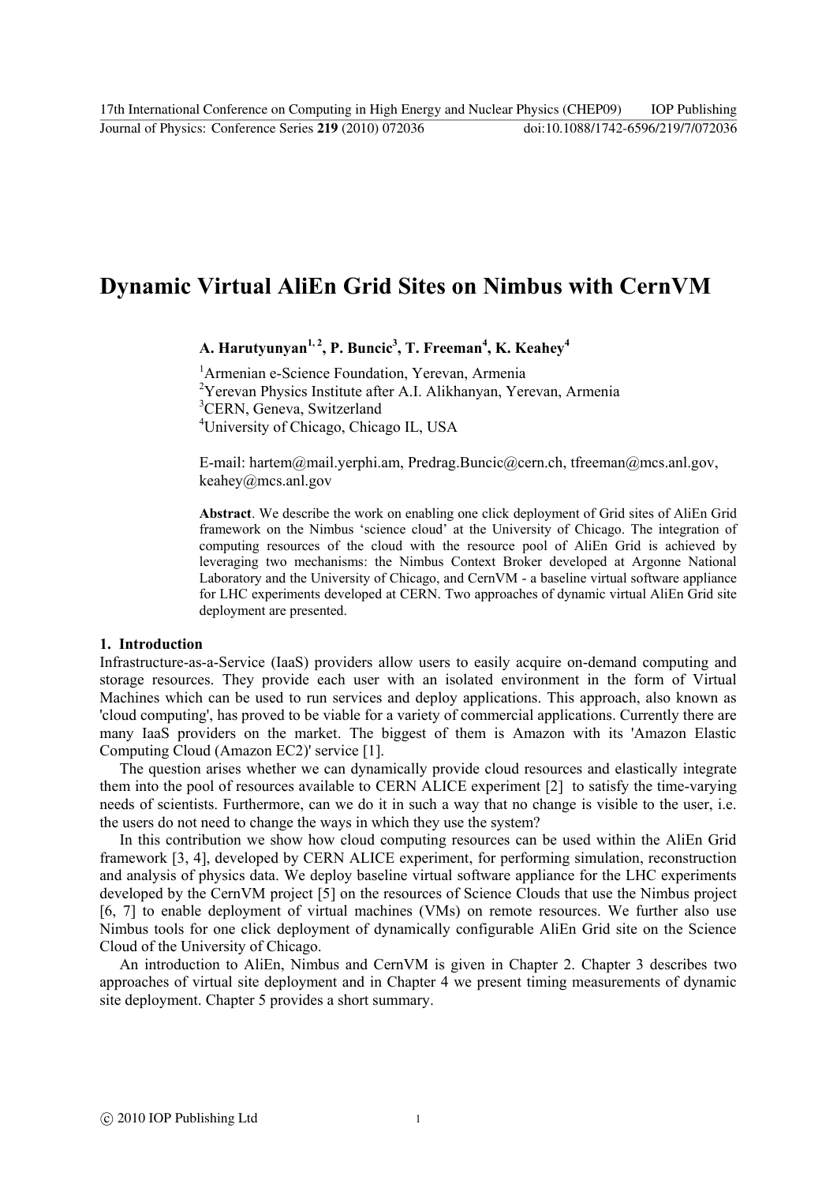// Dynamic Virtual AliEn Grid Sites on Nimbus with CernVM

**A. Harutyunyan[1, 2], P. Buncic[3], T. Freeman[4], K. Keahey[4]**

[1]Armenian e-Science Foundation, Yerevan, Armenia
[2]Yerevan Physics Institute after A.I. Alikhanyan, Yerevan, Armenia
[3]CERN, Geneva, Switzerland
[4]University of Chicago, Chicago IL, USA

E-mail: hartem@mail.yerphi.am, Predrag.Buncic@cern.ch, tfreeman@mcs.anl.gov, keahey@mcs.anl.gov

**Abstract**. We describe the work on enabling one click deployment of Grid sites of AliEn Grid framework on the Nimbus 'science cloud' at the University of Chicago. The integration of computing resources of the cloud with the resource pool of AliEn Grid is achieved by leveraging two mechanisms: the Nimbus Context Broker developed at Argonne National Laboratory and the University of Chicago, and CernVM - a baseline virtual software appliance for LHC experiments developed at CERN. Two approaches of dynamic virtual AliEn Grid site deployment are presented.

## 1. Introduction

Infrastructure-as-a-Service (IaaS) providers allow users to easily acquire on-demand computing and storage resources. They provide each user with an isolated environment in the form of Virtual Machines which can be used to run services and deploy applications. This approach, also known as 'cloud computing', has proved to be viable for a variety of commercial applications. Currently there are many IaaS providers on the market. The biggest of them is Amazon with its 'Amazon Elastic Computing Cloud (Amazon EC2)' service [1].

The question arises whether we can dynamically provide cloud resources and elastically integrate them into the pool of resources available to CERN ALICE experiment [2] to satisfy the time-varying needs of scientists. Furthermore, can we do it in such a way that no change is visible to the user, i.e. the users do not need to change the ways in which they use the system?

In this contribution we show how cloud computing resources can be used within the AliEn Grid framework [3, 4], developed by CERN ALICE experiment, for performing simulation, reconstruction and analysis of physics data. We deploy baseline virtual software appliance for the LHC experiments developed by the CernVM project [5] on the resources of Science Clouds that use the Nimbus project [6, 7] to enable deployment of virtual machines (VMs) on remote resources. We further also use Nimbus tools for one click deployment of dynamically configurable AliEn Grid site on the Science Cloud of the University of Chicago.

An introduction to AliEn, Nimbus and CernVM is given in Chapter 2. Chapter 3 describes two approaches of virtual site deployment and in Chapter 4 we present timing measurements of dynamic site deployment. Chapter 5 provides a short summary.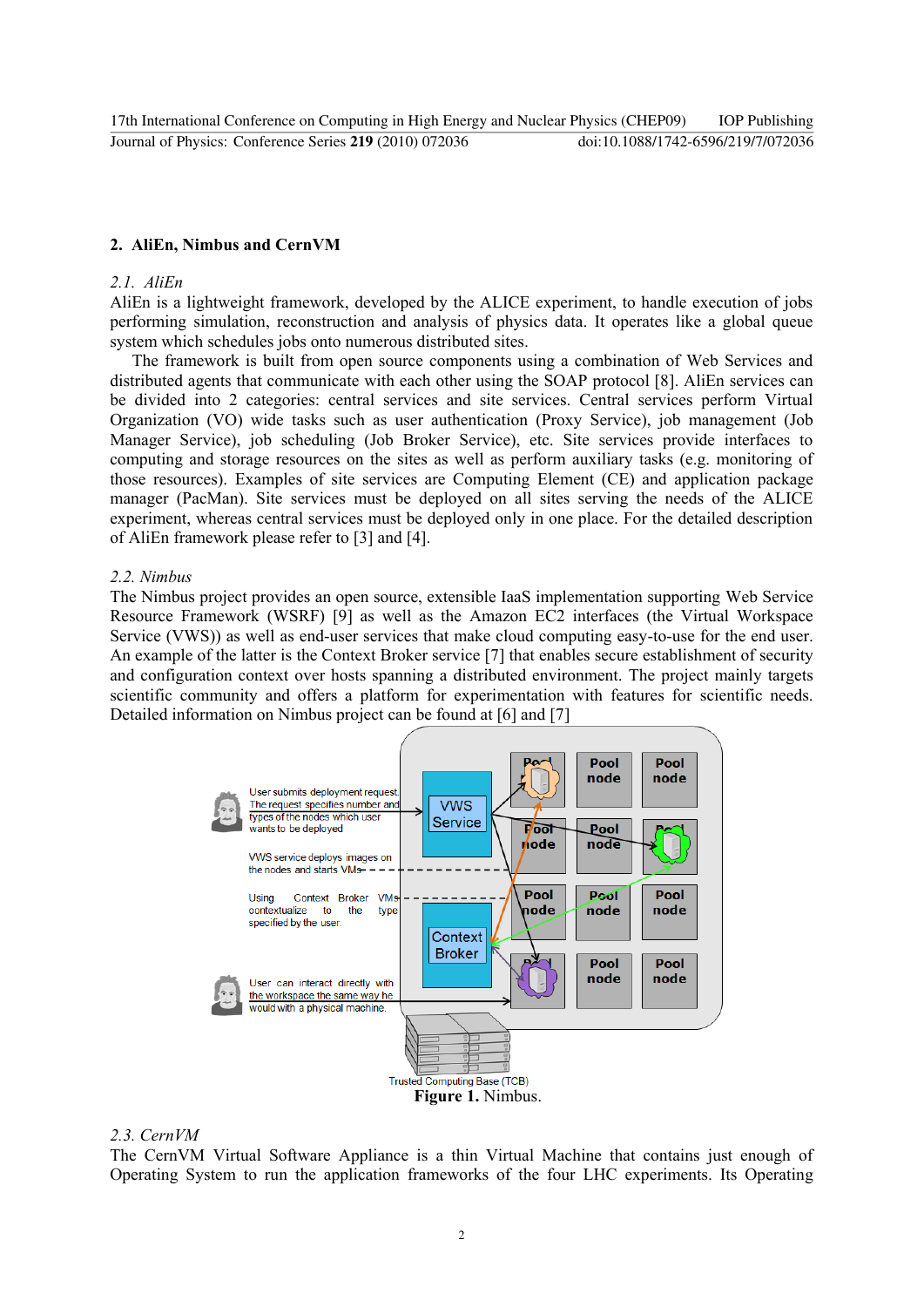## 2. AliEn, Nimbus and CernVM

### 2.1. AliEn

AliEn is a lightweight framework, developed by the ALICE experiment, to handle execution of jobs performing simulation, reconstruction and analysis of physics data. It operates like a global queue system which schedules jobs onto numerous distributed sites.

The framework is built from open source components using a combination of Web Services and distributed agents that communicate with each other using the SOAP protocol [8]. AliEn services can be divided into 2 categories: central services and site services. Central services perform Virtual Organization (VO) wide tasks such as user authentication (Proxy Service), job management (Job Manager Service), job scheduling (Job Broker Service), etc. Site services provide interfaces to computing and storage resources on the sites as well as perform auxiliary tasks (e.g. monitoring of those resources). Examples of site services are Computing Element (CE) and application package manager (PacMan). Site services must be deployed on all sites serving the needs of the ALICE experiment, whereas central services must be deployed only in one place. For the detailed description of AliEn framework please refer to [3] and [4].

### 2.2. Nimbus

The Nimbus project provides an open source, extensible IaaS implementation supporting Web Service Resource Framework (WSRF) [9] as well as the Amazon EC2 interfaces (the Virtual Workspace Service (VWS)) as well as end-user services that make cloud computing easy-to-use for the end user. An example of the latter is the Context Broker service [7] that enables secure establishment of security and configuration context over hosts spanning a distributed environment. The project mainly targets scientific community and offers a platform for experimentation with features for scientific needs. Detailed information on Nimbus project can be found at [6] and [7]

User submits deployment request. The request specifies number and types of the nodes which user wants to be deployed

VWS service deploys images on the nodes and starts VMs

Using Context Broker VMs contextualize to the type specified by the user.

User can interact directly with the workspace the same way he would with a physical machine.

VWS Service

Context Broker

Pool node

Trusted Computing Base (TCB)

**Figure 1.** Nimbus.

### 2.3. CernVM

The CernVM Virtual Software Appliance is a thin Virtual Machine that contains just enough of Operating System to run the application frameworks of the four LHC experiments. Its Operating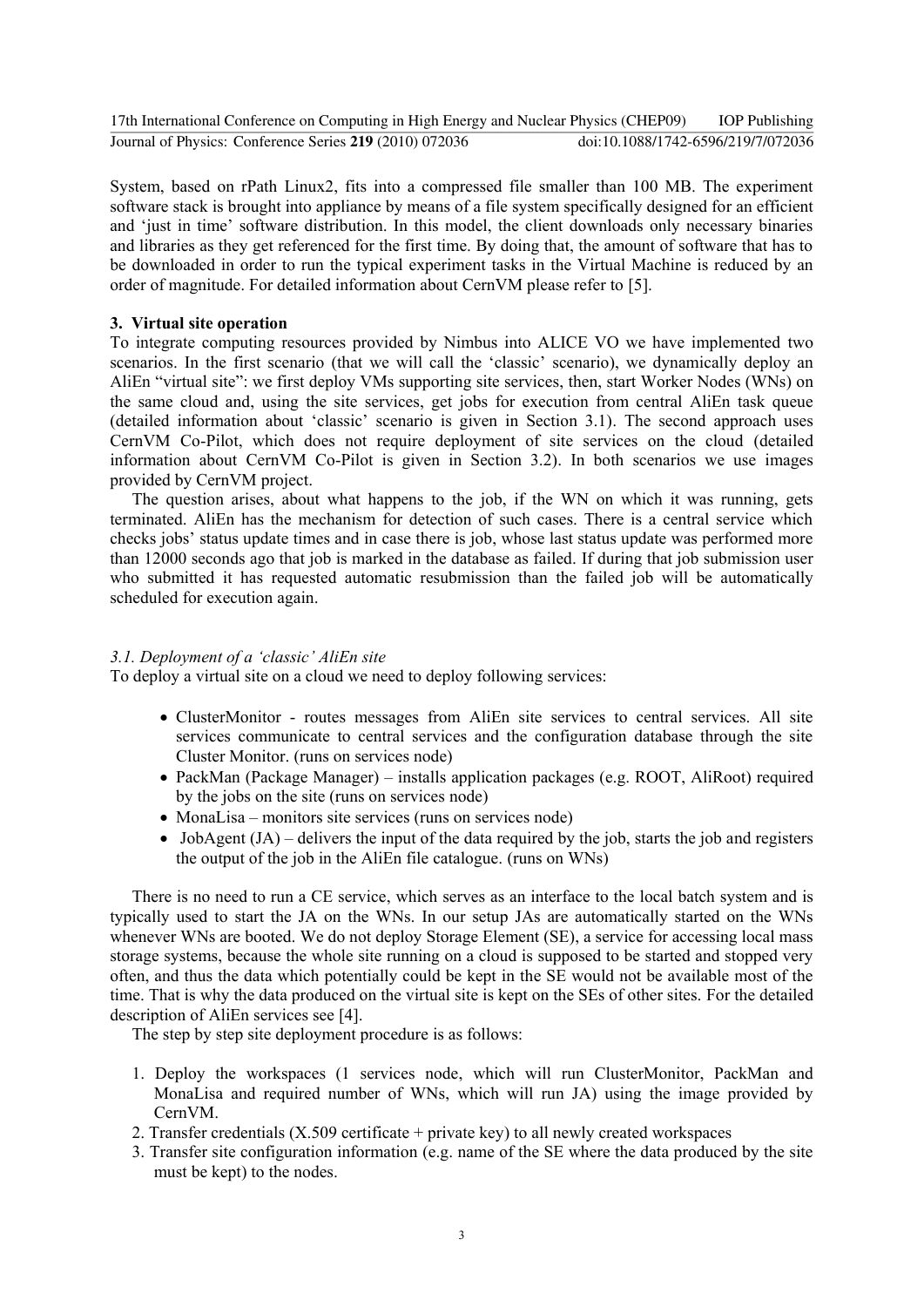System, based on rPath Linux2, fits into a compressed file smaller than 100 MB. The experiment software stack is brought into appliance by means of a file system specifically designed for an efficient and 'just in time' software distribution. In this model, the client downloads only necessary binaries and libraries as they get referenced for the first time. By doing that, the amount of software that has to be downloaded in order to run the typical experiment tasks in the Virtual Machine is reduced by an order of magnitude. For detailed information about CernVM please refer to [5].

## 3. Virtual site operation

To integrate computing resources provided by Nimbus into ALICE VO we have implemented two scenarios. In the first scenario (that we will call the 'classic' scenario), we dynamically deploy an AliEn "virtual site": we first deploy VMs supporting site services, then, start Worker Nodes (WNs) on the same cloud and, using the site services, get jobs for execution from central AliEn task queue (detailed information about 'classic' scenario is given in Section 3.1). The second approach uses CernVM Co-Pilot, which does not require deployment of site services on the cloud (detailed information about CernVM Co-Pilot is given in Section 3.2). In both scenarios we use images provided by CernVM project.

The question arises, about what happens to the job, if the WN on which it was running, gets terminated. AliEn has the mechanism for detection of such cases. There is a central service which checks jobs' status update times and in case there is job, whose last status update was performed more than 12000 seconds ago that job is marked in the database as failed. If during that job submission user who submitted it has requested automatic resubmission than the failed job will be automatically scheduled for execution again.

### *3.1. Deployment of a 'classic' AliEn site*

To deploy a virtual site on a cloud we need to deploy following services:

- ClusterMonitor - routes messages from AliEn site services to central services. All site services communicate to central services and the configuration database through the site Cluster Monitor. (runs on services node)
- PackMan (Package Manager) – installs application packages (e.g. ROOT, AliRoot) required by the jobs on the site (runs on services node)
- MonaLisa – monitors site services (runs on services node)
- JobAgent (JA) – delivers the input of the data required by the job, starts the job and registers the output of the job in the AliEn file catalogue. (runs on WNs)

There is no need to run a CE service, which serves as an interface to the local batch system and is typically used to start the JA on the WNs. In our setup JAs are automatically started on the WNs whenever WNs are booted. We do not deploy Storage Element (SE), a service for accessing local mass storage systems, because the whole site running on a cloud is supposed to be started and stopped very often, and thus the data which potentially could be kept in the SE would not be available most of the time. That is why the data produced on the virtual site is kept on the SEs of other sites. For the detailed description of AliEn services see [4].

The step by step site deployment procedure is as follows:

1. Deploy the workspaces (1 services node, which will run ClusterMonitor, PackMan and MonaLisa and required number of WNs, which will run JA) using the image provided by CernVM.
2. Transfer credentials (X.509 certificate + private key) to all newly created workspaces
3. Transfer site configuration information (e.g. name of the SE where the data produced by the site must be kept) to the nodes.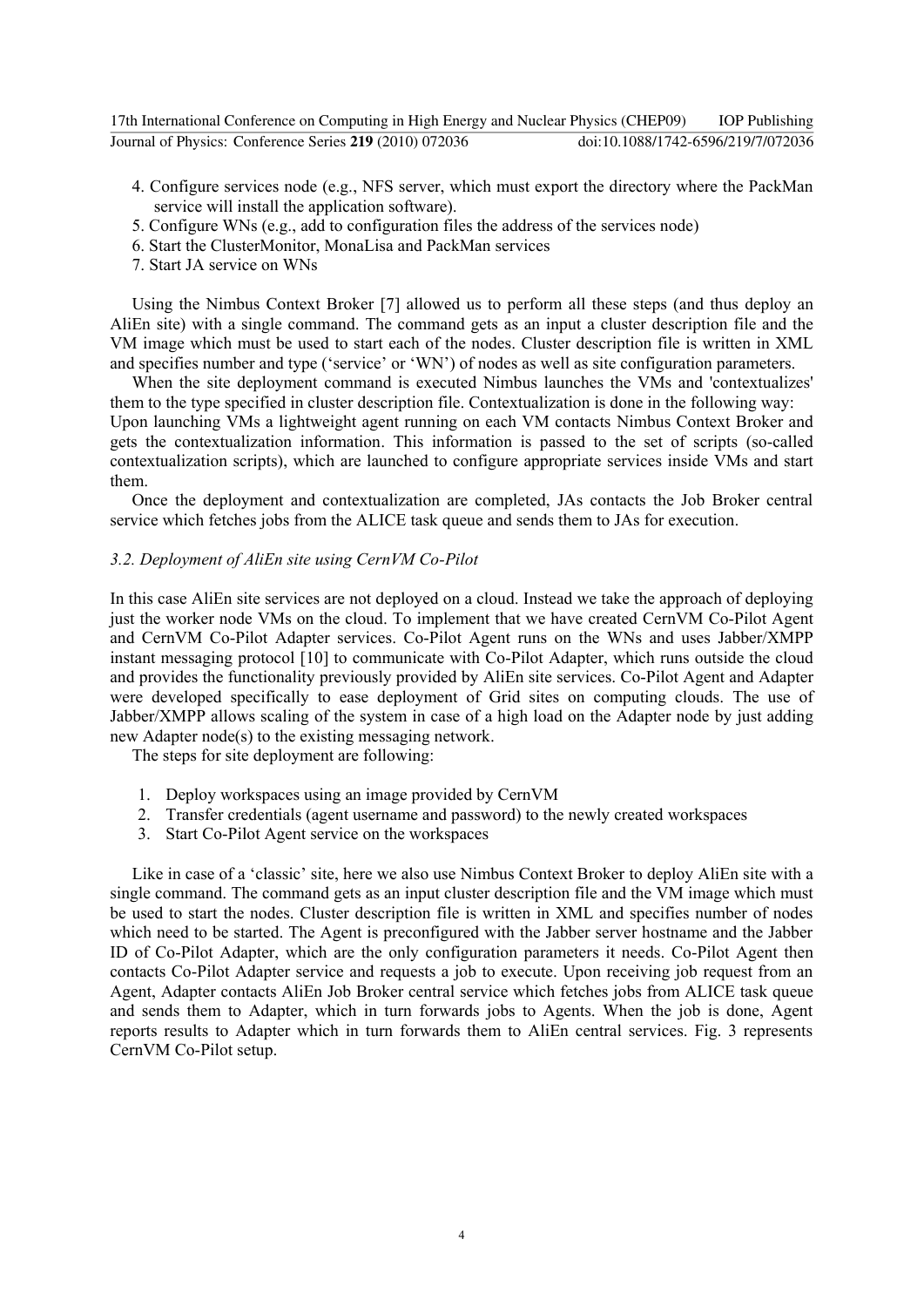4. Configure services node (e.g., NFS server, which must export the directory where the PackMan service will install the application software).
5. Configure WNs (e.g., add to configuration files the address of the services node)
6. Start the ClusterMonitor, MonaLisa and PackMan services
7. Start JA service on WNs

Using the Nimbus Context Broker [7] allowed us to perform all these steps (and thus deploy an AliEn site) with a single command. The command gets as an input a cluster description file and the VM image which must be used to start each of the nodes. Cluster description file is written in XML and specifies number and type ('service' or 'WN') of nodes as well as site configuration parameters.

When the site deployment command is executed Nimbus launches the VMs and 'contextualizes' them to the type specified in cluster description file. Contextualization is done in the following way: Upon launching VMs a lightweight agent running on each VM contacts Nimbus Context Broker and gets the contextualization information. This information is passed to the set of scripts (so-called contextualization scripts), which are launched to configure appropriate services inside VMs and start them.

Once the deployment and contextualization are completed, JAs contacts the Job Broker central service which fetches jobs from the ALICE task queue and sends them to JAs for execution.

### *3.2. Deployment of AliEn site using CernVM Co-Pilot*

In this case AliEn site services are not deployed on a cloud. Instead we take the approach of deploying just the worker node VMs on the cloud. To implement that we have created CernVM Co-Pilot Agent and CernVM Co-Pilot Adapter services. Co-Pilot Agent runs on the WNs and uses Jabber/XMPP instant messaging protocol [10] to communicate with Co-Pilot Adapter, which runs outside the cloud and provides the functionality previously provided by AliEn site services. Co-Pilot Agent and Adapter were developed specifically to ease deployment of Grid sites on computing clouds. The use of Jabber/XMPP allows scaling of the system in case of a high load on the Adapter node by just adding new Adapter node(s) to the existing messaging network.

The steps for site deployment are following:

1. Deploy workspaces using an image provided by CernVM
2. Transfer credentials (agent username and password) to the newly created workspaces
3. Start Co-Pilot Agent service on the workspaces

Like in case of a 'classic' site, here we also use Nimbus Context Broker to deploy AliEn site with a single command. The command gets as an input cluster description file and the VM image which must be used to start the nodes. Cluster description file is written in XML and specifies number of nodes which need to be started. The Agent is preconfigured with the Jabber server hostname and the Jabber ID of Co-Pilot Adapter, which are the only configuration parameters it needs. Co-Pilot Agent then contacts Co-Pilot Adapter service and requests a job to execute. Upon receiving job request from an Agent, Adapter contacts AliEn Job Broker central service which fetches jobs from ALICE task queue and sends them to Adapter, which in turn forwards jobs to Agents. When the job is done, Agent reports results to Adapter which in turn forwards them to AliEn central services. Fig. 3 represents CernVM Co-Pilot setup.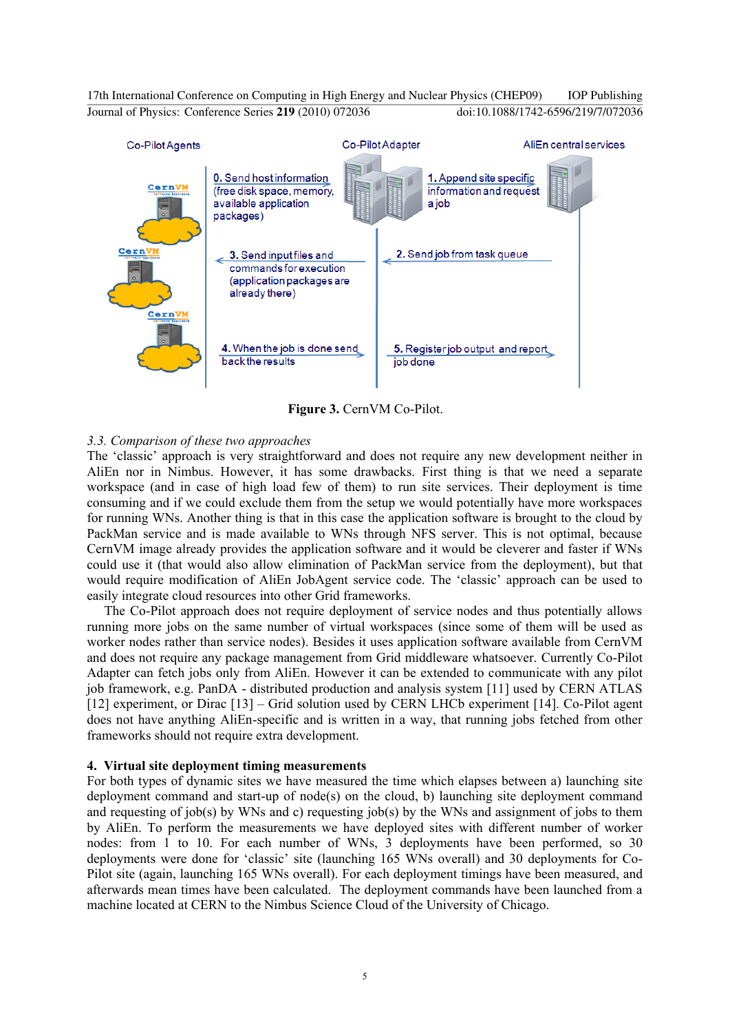Figure 3. CernVM Co-Pilot.

### 3.3. Comparison of these two approaches

The 'classic' approach is very straightforward and does not require any new development neither in AliEn nor in Nimbus. However, it has some drawbacks. First thing is that we need a separate workspace (and in case of high load few of them) to run site services. Their deployment is time consuming and if we could exclude them from the setup we would potentially have more workspaces for running WNs. Another thing is that in this case the application software is brought to the cloud by PackMan service and is made available to WNs through NFS server. This is not optimal, because CernVM image already provides the application software and it would be cleverer and faster if WNs could use it (that would also allow elimination of PackMan service from the deployment), but that would require modification of AliEn JobAgent service code. The 'classic' approach can be used to easily integrate cloud resources into other Grid frameworks.

The Co-Pilot approach does not require deployment of service nodes and thus potentially allows running more jobs on the same number of virtual workspaces (since some of them will be used as worker nodes rather than service nodes). Besides it uses application software available from CernVM and does not require any package management from Grid middleware whatsoever. Currently Co-Pilot Adapter can fetch jobs only from AliEn. However it can be extended to communicate with any pilot job framework, e.g. PanDA - distributed production and analysis system [11] used by CERN ATLAS [12] experiment, or Dirac [13] – Grid solution used by CERN LHCb experiment [14]. Co-Pilot agent does not have anything AliEn-specific and is written in a way, that running jobs fetched from other frameworks should not require extra development.

## 4. Virtual site deployment timing measurements

For both types of dynamic sites we have measured the time which elapses between a) launching site deployment command and start-up of node(s) on the cloud, b) launching site deployment command and requesting of job(s) by WNs and c) requesting job(s) by the WNs and assignment of jobs to them by AliEn. To perform the measurements we have deployed sites with different number of worker nodes: from 1 to 10. For each number of WNs, 3 deployments have been performed, so 30 deployments were done for 'classic' site (launching 165 WNs overall) and 30 deployments for Co-Pilot site (again, launching 165 WNs overall). For each deployment timings have been measured, and afterwards mean times have been calculated. The deployment commands have been launched from a machine located at CERN to the Nimbus Science Cloud of the University of Chicago.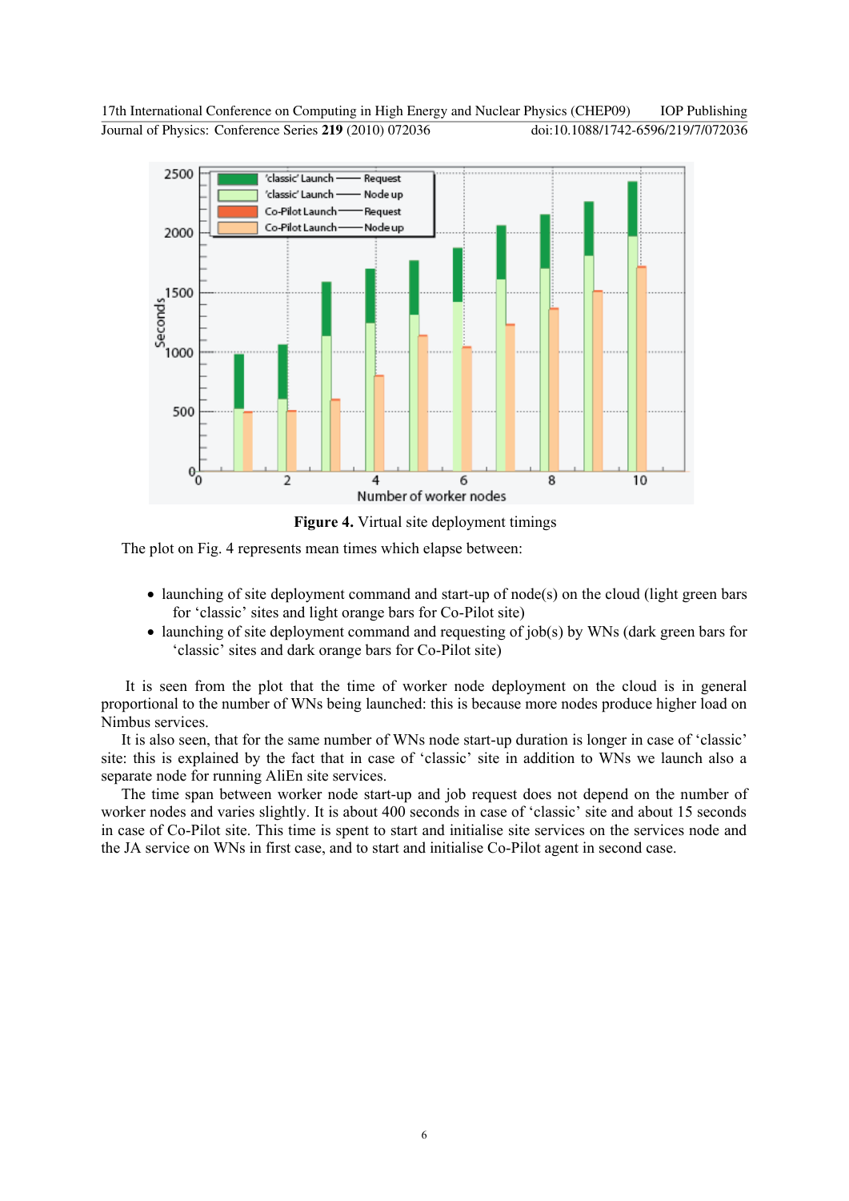**Figure 4.** Virtual site deployment timings

The plot on Fig. 4 represents mean times which elapse between:

- launching of site deployment command and start-up of node(s) on the cloud (light green bars for 'classic' sites and light orange bars for Co-Pilot site)
- launching of site deployment command and requesting of job(s) by WNs (dark green bars for 'classic' sites and dark orange bars for Co-Pilot site)

It is seen from the plot that the time of worker node deployment on the cloud is in general proportional to the number of WNs being launched: this is because more nodes produce higher load on Nimbus services.

It is also seen, that for the same number of WNs node start-up duration is longer in case of 'classic' site: this is explained by the fact that in case of 'classic' site in addition to WNs we launch also a separate node for running AliEn site services.

The time span between worker node start-up and job request does not depend on the number of worker nodes and varies slightly. It is about 400 seconds in case of 'classic' site and about 15 seconds in case of Co-Pilot site. This time is spent to start and initialise site services on the services node and the JA service on WNs in first case, and to start and initialise Co-Pilot agent in second case.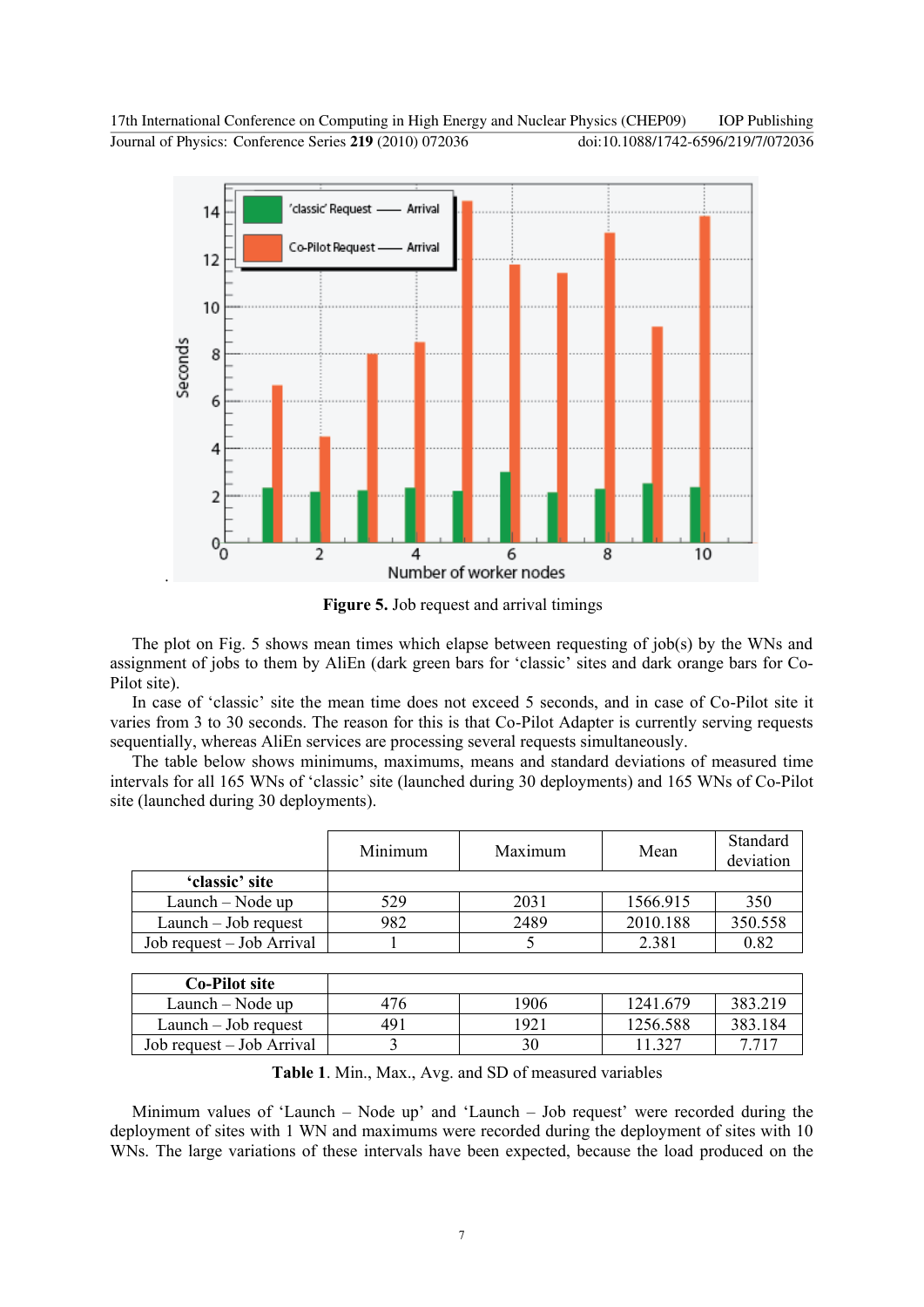**Figure 5.** Job request and arrival timings

The plot on Fig. 5 shows mean times which elapse between requesting of job(s) by the WNs and assignment of jobs to them by AliEn (dark green bars for 'classic' sites and dark orange bars for Co-Pilot site).

In case of 'classic' site the mean time does not exceed 5 seconds, and in case of Co-Pilot site it varies from 3 to 30 seconds. The reason for this is that Co-Pilot Adapter is currently serving requests sequentially, whereas AliEn services are processing several requests simultaneously.

The table below shows minimums, maximums, means and standard deviations of measured time intervals for all 165 WNs of 'classic' site (launched during 30 deployments) and 165 WNs of Co-Pilot site (launched during 30 deployments).

| | Minimum | Maximum | Mean | Standard deviation |
|---|---|---|---|---|
| **'classic' site** | | | | |
| Launch – Node up | 529 | 2031 | 1566.915 | 350 |
| Launch – Job request | 982 | 2489 | 2010.188 | 350.558 |
| Job request – Job Arrival | 1 | 5 | 2.381 | 0.82 |
| **Co-Pilot site** | | | | |
| Launch – Node up | 476 | 1906 | 1241.679 | 383.219 |
| Launch – Job request | 491 | 1921 | 1256.588 | 383.184 |
| Job request – Job Arrival | 3 | 30 | 11.327 | 7.717 |

**Table 1**. Min., Max., Avg. and SD of measured variables

Minimum values of 'Launch – Node up' and 'Launch – Job request' were recorded during the deployment of sites with 1 WN and maximums were recorded during the deployment of sites with 10 WNs. The large variations of these intervals have been expected, because the load produced on the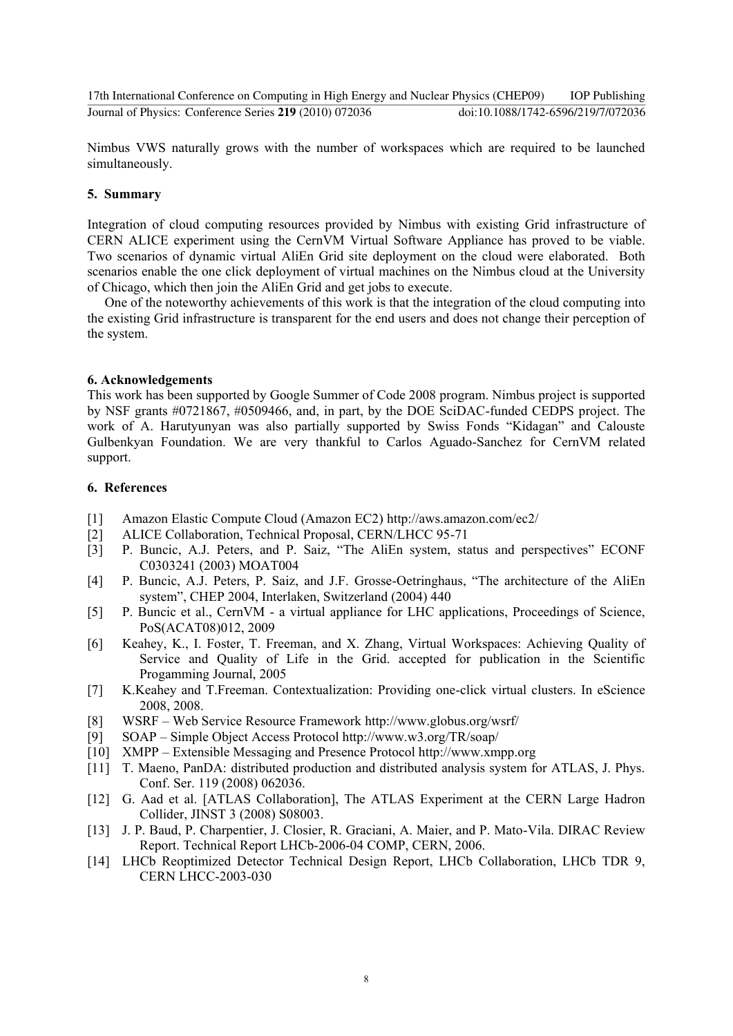Nimbus VWS naturally grows with the number of workspaces which are required to be launched simultaneously.

## 5. Summary

Integration of cloud computing resources provided by Nimbus with existing Grid infrastructure of CERN ALICE experiment using the CernVM Virtual Software Appliance has proved to be viable. Two scenarios of dynamic virtual AliEn Grid site deployment on the cloud were elaborated. Both scenarios enable the one click deployment of virtual machines on the Nimbus cloud at the University of Chicago, which then join the AliEn Grid and get jobs to execute.

One of the noteworthy achievements of this work is that the integration of the cloud computing into the existing Grid infrastructure is transparent for the end users and does not change their perception of the system.

## 6. Acknowledgements

This work has been supported by Google Summer of Code 2008 program. Nimbus project is supported by NSF grants #0721867, #0509466, and, in part, by the DOE SciDAC-funded CEDPS project. The work of A. Harutyunyan was also partially supported by Swiss Fonds "Kidagan" and Calouste Gulbenkyan Foundation. We are very thankful to Carlos Aguado-Sanchez for CernVM related support.

## 6. References

[1] Amazon Elastic Compute Cloud (Amazon EC2) http://aws.amazon.com/ec2/

[2] ALICE Collaboration, Technical Proposal, CERN/LHCC 95-71

[3] P. Buncic, A.J. Peters, and P. Saiz, "The AliEn system, status and perspectives" ECONF C0303241 (2003) MOAT004

[4] P. Buncic, A.J. Peters, P. Saiz, and J.F. Grosse-Oetringhaus, "The architecture of the AliEn system", CHEP 2004, Interlaken, Switzerland (2004) 440

[5] P. Buncic et al., CernVM - a virtual appliance for LHC applications, Proceedings of Science, PoS(ACAT08)012, 2009

[6] Keahey, K., I. Foster, T. Freeman, and X. Zhang, Virtual Workspaces: Achieving Quality of Service and Quality of Life in the Grid. accepted for publication in the Scientific Progamming Journal, 2005

[7] K.Keahey and T.Freeman. Contextualization: Providing one-click virtual clusters. In eScience 2008, 2008.

[8] WSRF – Web Service Resource Framework http://www.globus.org/wsrf/

[9] SOAP – Simple Object Access Protocol http://www.w3.org/TR/soap/

[10] XMPP – Extensible Messaging and Presence Protocol http://www.xmpp.org

[11] T. Maeno, PanDA: distributed production and distributed analysis system for ATLAS, J. Phys. Conf. Ser. 119 (2008) 062036.

[12] G. Aad et al. [ATLAS Collaboration], The ATLAS Experiment at the CERN Large Hadron Collider, JINST 3 (2008) S08003.

[13] J. P. Baud, P. Charpentier, J. Closier, R. Graciani, A. Maier, and P. Mato-Vila. DIRAC Review Report. Technical Report LHCb-2006-04 COMP, CERN, 2006.

[14] LHCb Reoptimized Detector Technical Design Report, LHCb Collaboration, LHCb TDR 9, CERN LHCC-2003-030